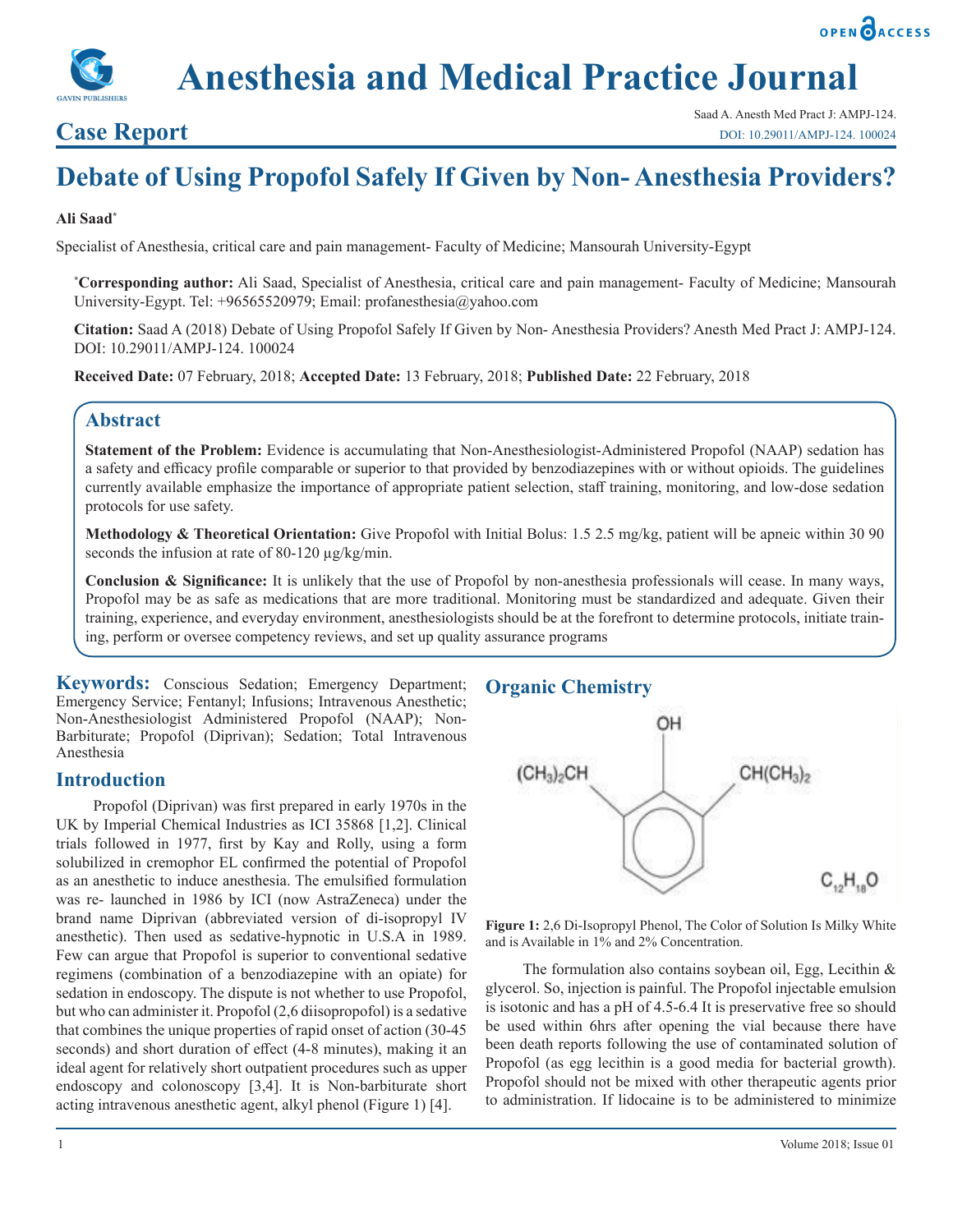# Debate of Using Propofol Safely If Given by Non- Anesthesia Providers?

**Ali Saad***

Specialist of Anesthesia, critical care and pain management- Faculty of Medicine; Mansourah University-Egypt

***Corresponding author:** Ali Saad, Specialist of Anesthesia, critical care and pain management- Faculty of Medicine; Mansourah University-Egypt. Tel: +96565520979; Email: profanesthesia@yahoo.com

**Citation:** Saad A (2018) Debate of Using Propofol Safely If Given by Non- Anesthesia Providers? Anesth Med Pract J: AMPJ-124. DOI: 10.29011/AMPJ-124. 100024

**Received Date:** 07 February, 2018; **Accepted Date:** 13 February, 2018; **Published Date:** 22 February, 2018

## Abstract

**Statement of the Problem:** Evidence is accumulating that Non-Anesthesiologist-Administered Propofol (NAAP) sedation has a safety and efficacy profile comparable or superior to that provided by benzodiazepines with or without opioids. The guidelines currently available emphasize the importance of appropriate patient selection, staff training, monitoring, and low-dose sedation protocols for use safety.

**Methodology & Theoretical Orientation:** Give Propofol with Initial Bolus: 1.5 2.5 mg/kg, patient will be apneic within 30 90 seconds the infusion at rate of 80-120 µg/kg/min.

**Conclusion & Significance:** It is unlikely that the use of Propofol by non-anesthesia professionals will cease. In many ways, Propofol may be as safe as medications that are more traditional. Monitoring must be standardized and adequate. Given their training, experience, and everyday environment, anesthesiologists should be at the forefront to determine protocols, initiate training, perform or oversee competency reviews, and set up quality assurance programs

**Keywords:** Conscious Sedation; Emergency Department; Emergency Service; Fentanyl; Infusions; Intravenous Anesthetic; Non-Anesthesiologist Administered Propofol (NAAP); Non-Barbiturate; Propofol (Diprivan); Sedation; Total Intravenous Anesthesia

## Introduction

Propofol (Diprivan) was first prepared in early 1970s in the UK by Imperial Chemical Industries as ICI 35868 [1,2]. Clinical trials followed in 1977, first by Kay and Rolly, using a form solubilized in cremophor EL confirmed the potential of Propofol as an anesthetic to induce anesthesia. The emulsified formulation was re- launched in 1986 by ICI (now AstraZeneca) under the brand name Diprivan (abbreviated version of di-isopropyl IV anesthetic). Then used as sedative-hypnotic in U.S.A in 1989. Few can argue that Propofol is superior to conventional sedative regimens (combination of a benzodiazepine with an opiate) for sedation in endoscopy. The dispute is not whether to use Propofol, but who can administer it. Propofol (2,6 diisopropofol) is a sedative that combines the unique properties of rapid onset of action (30-45 seconds) and short duration of effect (4-8 minutes), making it an ideal agent for relatively short outpatient procedures such as upper endoscopy and colonoscopy [3,4]. It is Non-barbiturate short acting intravenous anesthetic agent, alkyl phenol (Figure 1) [4].

## Organic Chemistry

OH

$(CH_3)_2CH$ $CH(CH_3)_2$

$C_{12}H_{18}O$

**Figure 1:** 2,6 Di-Isopropyl Phenol, The Color of Solution Is Milky White and is Available in 1% and 2% Concentration.

The formulation also contains soybean oil, Egg, Lecithin & glycerol. So, injection is painful. The Propofol injectable emulsion is isotonic and has a pH of 4.5-6.4 It is preservative free so should be used within 6hrs after opening the vial because there have been death reports following the use of contaminated solution of Propofol (as egg lecithin is a good media for bacterial growth). Propofol should not be mixed with other therapeutic agents prior to administration. If lidocaine is to be administered to minimize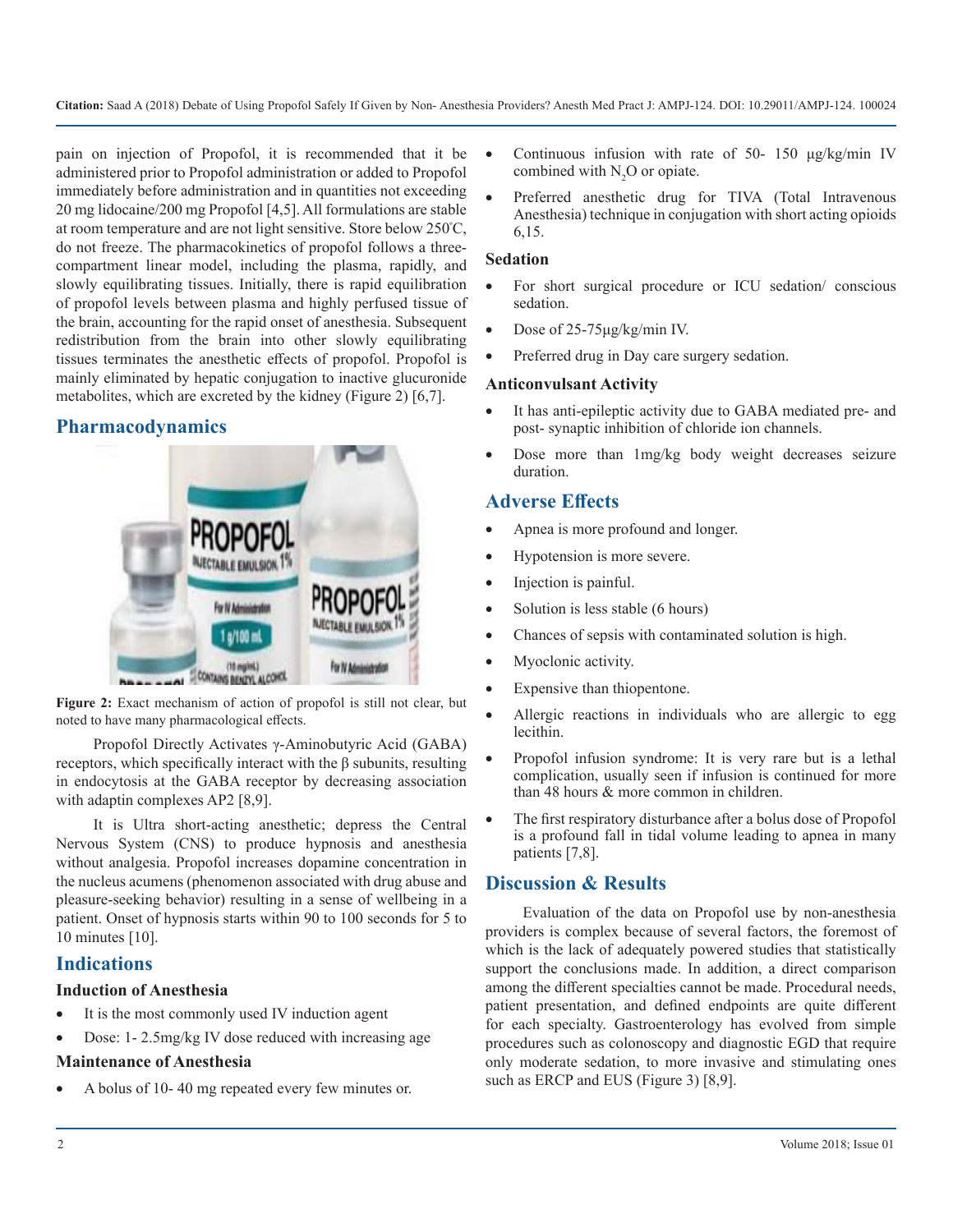pain on injection of Propofol, it is recommended that it be administered prior to Propofol administration or added to Propofol immediately before administration and in quantities not exceeding 20 mg lidocaine/200 mg Propofol [4,5]. All formulations are stable at room temperature and are not light sensitive. Store below 250°C, do not freeze. The pharmacokinetics of propofol follows a three-compartment linear model, including the plasma, rapidly, and slowly equilibrating tissues. Initially, there is rapid equilibration of propofol levels between plasma and highly perfused tissue of the brain, accounting for the rapid onset of anesthesia. Subsequent redistribution from the brain into other slowly equilibrating tissues terminates the anesthetic effects of propofol. Propofol is mainly eliminated by hepatic conjugation to inactive glucuronide metabolites, which are excreted by the kidney (Figure 2) [6,7].

## Pharmacodynamics

**Figure 2:** Exact mechanism of action of propofol is still not clear, but noted to have many pharmacological effects.

Propofol Directly Activates γ-Aminobutyric Acid (GABA) receptors, which specifically interact with the β subunits, resulting in endocytosis at the GABA receptor by decreasing association with adaptin complexes AP2 [8,9].

It is Ultra short-acting anesthetic; depress the Central Nervous System (CNS) to produce hypnosis and anesthesia without analgesia. Propofol increases dopamine concentration in the nucleus acumens (phenomenon associated with drug abuse and pleasure-seeking behavior) resulting in a sense of wellbeing in a patient. Onset of hypnosis starts within 90 to 100 seconds for 5 to 10 minutes [10].

## Indications

### Induction of Anesthesia

- It is the most commonly used IV induction agent
- Dose: 1- 2.5mg/kg IV dose reduced with increasing age

### Maintenance of Anesthesia

- A bolus of 10- 40 mg repeated every few minutes or.
- Continuous infusion with rate of 50- 150 μg/kg/min IV combined with $N_2O$ or opiate.
- Preferred anesthetic drug for TIVA (Total Intravenous Anesthesia) technique in conjugation with short acting opioids 6,15.

### Sedation

- For short surgical procedure or ICU sedation/ conscious sedation.
- Dose of 25-75μg/kg/min IV.
- Preferred drug in Day care surgery sedation.

### Anticonvulsant Activity

- It has anti-epileptic activity due to GABA mediated pre- and post- synaptic inhibition of chloride ion channels.
- Dose more than 1mg/kg body weight decreases seizure duration.

## Adverse Effects

- Apnea is more profound and longer.
- Hypotension is more severe.
- Injection is painful.
- Solution is less stable (6 hours)
- Chances of sepsis with contaminated solution is high.
- Myoclonic activity.
- Expensive than thiopentone.
- Allergic reactions in individuals who are allergic to egg lecithin.
- Propofol infusion syndrome: It is very rare but is a lethal complication, usually seen if infusion is continued for more than 48 hours & more common in children.
- The first respiratory disturbance after a bolus dose of Propofol is a profound fall in tidal volume leading to apnea in many patients [7,8].

## Discussion & Results

Evaluation of the data on Propofol use by non-anesthesia providers is complex because of several factors, the foremost of which is the lack of adequately powered studies that statistically support the conclusions made. In addition, a direct comparison among the different specialties cannot be made. Procedural needs, patient presentation, and defined endpoints are quite different for each specialty. Gastroenterology has evolved from simple procedures such as colonoscopy and diagnostic EGD that require only moderate sedation, to more invasive and stimulating ones such as ERCP and EUS (Figure 3) [8,9].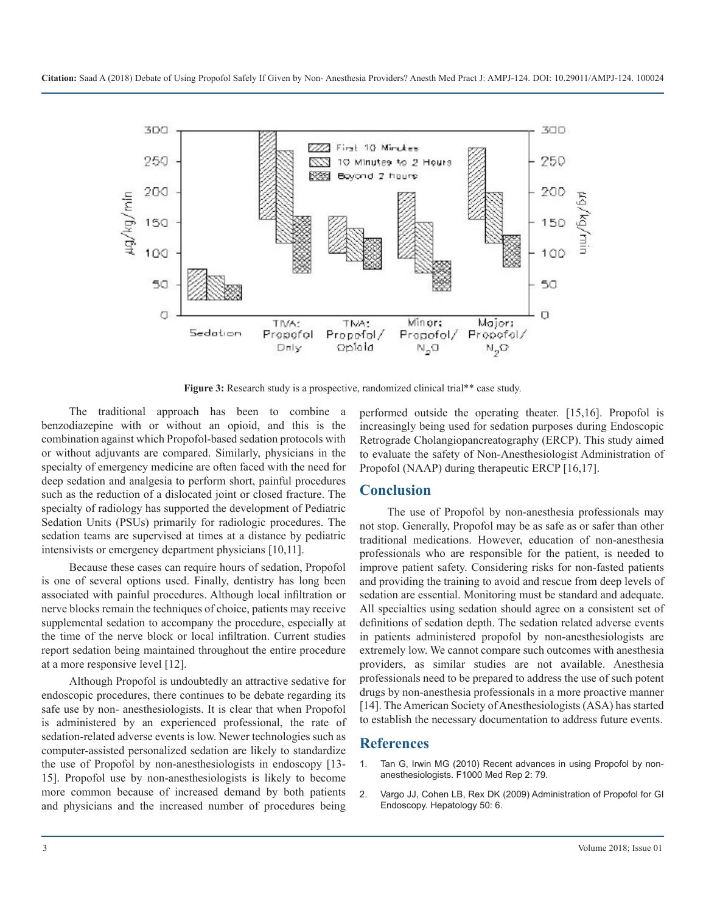**Figure 3:** Research study is a prospective, randomized clinical trial** case study.

The traditional approach has been to combine a benzodiazepine with or without an opioid, and this is the combination against which Propofol-based sedation protocols with or without adjuvants are compared. Similarly, physicians in the specialty of emergency medicine are often faced with the need for deep sedation and analgesia to perform short, painful procedures such as the reduction of a dislocated joint or closed fracture. The specialty of radiology has supported the development of Pediatric Sedation Units (PSUs) primarily for radiologic procedures. The sedation teams are supervised at times at a distance by pediatric intensivists or emergency department physicians [10,11].

Because these cases can require hours of sedation, Propofol is one of several options used. Finally, dentistry has long been associated with painful procedures. Although local infiltration or nerve blocks remain the techniques of choice, patients may receive supplemental sedation to accompany the procedure, especially at the time of the nerve block or local infiltration. Current studies report sedation being maintained throughout the entire procedure at a more responsive level [12].

Although Propofol is undoubtedly an attractive sedative for endoscopic procedures, there continues to be debate regarding its safe use by non- anesthesiologists. It is clear that when Propofol is administered by an experienced professional, the rate of sedation-related adverse events is low. Newer technologies such as computer-assisted personalized sedation are likely to standardize the use of Propofol by non-anesthesiologists in endoscopy [13-15]. Propofol use by non-anesthesiologists is likely to become more common because of increased demand by both patients and physicians and the increased number of procedures being performed outside the operating theater. [15,16]. Propofol is increasingly being used for sedation purposes during Endoscopic Retrograde Cholangiopancreatography (ERCP). This study aimed to evaluate the safety of Non-Anesthesiologist Administration of Propofol (NAAP) during therapeutic ERCP [16,17].

## Conclusion

The use of Propofol by non-anesthesia professionals may not stop. Generally, Propofol may be as safe as or safer than other traditional medications. However, education of non-anesthesia professionals who are responsible for the patient, is needed to improve patient safety. Considering risks for non-fasted patients and providing the training to avoid and rescue from deep levels of sedation are essential. Monitoring must be standard and adequate. All specialties using sedation should agree on a consistent set of definitions of sedation depth. The sedation related adverse events in patients administered propofol by non-anesthesiologists are extremely low. We cannot compare such outcomes with anesthesia providers, as similar studies are not available. Anesthesia professionals need to be prepared to address the use of such potent drugs by non-anesthesia professionals in a more proactive manner [14]. The American Society of Anesthesiologists (ASA) has started to establish the necessary documentation to address future events.

## References

1. Tan G, Irwin MG (2010) Recent advances in using Propofol by non-anesthesiologists. F1000 Med Rep 2: 79.
2. Vargo JJ, Cohen LB, Rex DK (2009) Administration of Propofol for GI Endoscopy. Hepatology 50: 6.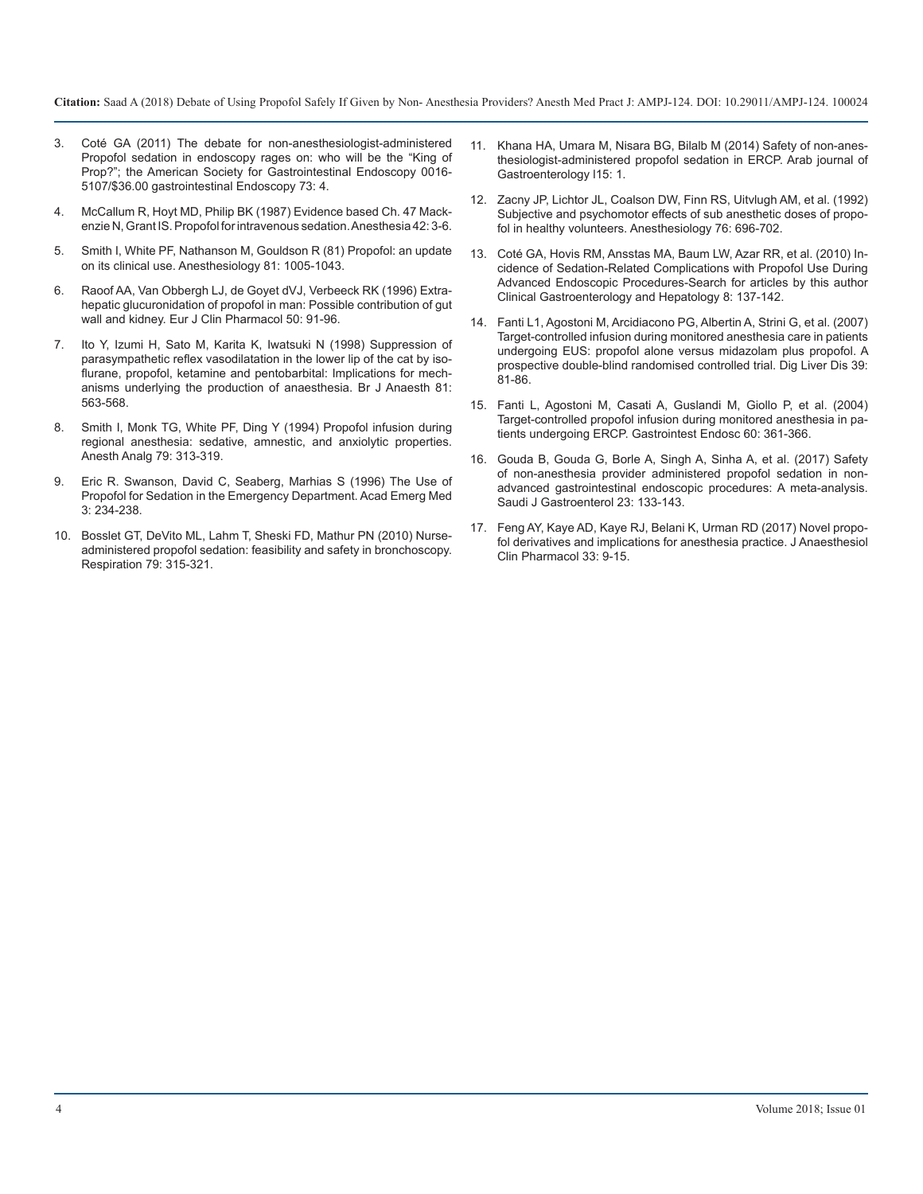3. Coté GA (2011) The debate for non-anesthesiologist-administered Propofol sedation in endoscopy rages on: who will be the "King of Prop?"; the American Society for Gastrointestinal Endoscopy 0016-5107/$36.00 gastrointestinal Endoscopy 73: 4.

4. McCallum R, Hoyt MD, Philip BK (1987) Evidence based Ch. 47 Mackenzie N, Grant IS. Propofol for intravenous sedation. Anesthesia 42: 3-6.

5. Smith I, White PF, Nathanson M, Gouldson R (81) Propofol: an update on its clinical use. Anesthesiology 81: 1005-1043.

6. Raoof AA, Van Obbergh LJ, de Goyet dVJ, Verbeeck RK (1996) Extrahepatic glucuronidation of propofol in man: Possible contribution of gut wall and kidney. Eur J Clin Pharmacol 50: 91-96.

7. Ito Y, Izumi H, Sato M, Karita K, Iwatsuki N (1998) Suppression of parasympathetic reflex vasodilatation in the lower lip of the cat by isoflurane, propofol, ketamine and pentobarbital: Implications for mechanisms underlying the production of anaesthesia. Br J Anaesth 81: 563-568.

8. Smith I, Monk TG, White PF, Ding Y (1994) Propofol infusion during regional anesthesia: sedative, amnestic, and anxiolytic properties. Anesth Analg 79: 313-319.

9. Eric R. Swanson, David C, Seaberg, Marhias S (1996) The Use of Propofol for Sedation in the Emergency Department. Acad Emerg Med 3: 234-238.

10. Bosslet GT, DeVito ML, Lahm T, Sheski FD, Mathur PN (2010) Nurse-administered propofol sedation: feasibility and safety in bronchoscopy. Respiration 79: 315-321.

11. Khana HA, Umara M, Nisara BG, Bilalb M (2014) Safety of non-anesthesiologist-administered propofol sedation in ERCP. Arab journal of Gastroenterology I15: 1.

12. Zacny JP, Lichtor JL, Coalson DW, Finn RS, Uitvlugh AM, et al. (1992) Subjective and psychomotor effects of sub anesthetic doses of propofol in healthy volunteers. Anesthesiology 76: 696-702.

13. Coté GA, Hovis RM, Ansstas MA, Baum LW, Azar RR, et al. (2010) Incidence of Sedation-Related Complications with Propofol Use During Advanced Endoscopic Procedures-Search for articles by this author Clinical Gastroenterology and Hepatology 8: 137-142.

14. Fanti L1, Agostoni M, Arcidiacono PG, Albertin A, Strini G, et al. (2007) Target-controlled infusion during monitored anesthesia care in patients undergoing EUS: propofol alone versus midazolam plus propofol. A prospective double-blind randomised controlled trial. Dig Liver Dis 39: 81-86.

15. Fanti L, Agostoni M, Casati A, Guslandi M, Giollo P, et al. (2004) Target-controlled propofol infusion during monitored anesthesia in patients undergoing ERCP. Gastrointest Endosc 60: 361-366.

16. Gouda B, Gouda G, Borle A, Singh A, Sinha A, et al. (2017) Safety of non-anesthesia provider administered propofol sedation in non-advanced gastrointestinal endoscopic procedures: A meta-analysis. Saudi J Gastroenterol 23: 133-143.

17. Feng AY, Kaye AD, Kaye RJ, Belani K, Urman RD (2017) Novel propofol derivatives and implications for anesthesia practice. J Anaesthesiol Clin Pharmacol 33: 9-15.